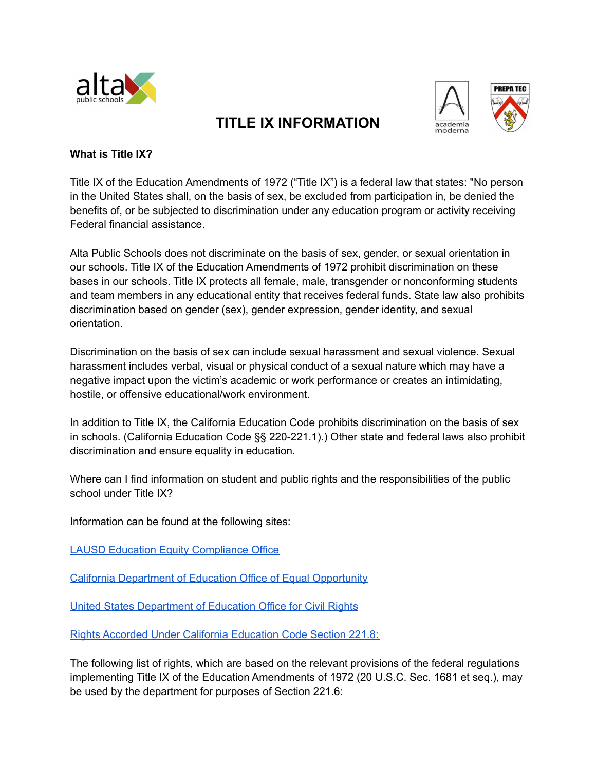# TITLE IX INFORMATION

**What is Title IX?**

Title IX of the Education Amendments of 1972 ("Title IX") is a federal law that states: "No person in the United States shall, on the basis of sex, be excluded from participation in, be denied the benefits of, or be subjected to discrimination under any education program or activity receiving Federal financial assistance.

Alta Public Schools does not discriminate on the basis of sex, gender, or sexual orientation in our schools. Title IX of the Education Amendments of 1972 prohibit discrimination on these bases in our schools. Title IX protects all female, male, transgender or nonconforming students and team members in any educational entity that receives federal funds. State law also prohibits discrimination based on gender (sex), gender expression, gender identity, and sexual orientation.

Discrimination on the basis of sex can include sexual harassment and sexual violence. Sexual harassment includes verbal, visual or physical conduct of a sexual nature which may have a negative impact upon the victim's academic or work performance or creates an intimidating, hostile, or offensive educational/work environment.

In addition to Title IX, the California Education Code prohibits discrimination on the basis of sex in schools. (California Education Code §§ 220-221.1).) Other state and federal laws also prohibit discrimination and ensure equality in education.

Where can I find information on student and public rights and the responsibilities of the public school under Title IX?

Information can be found at the following sites:

LAUSD Education Equity Compliance Office

California Department of Education Office of Equal Opportunity

United States Department of Education Office for Civil Rights

Rights Accorded Under California Education Code Section 221.8:

The following list of rights, which are based on the relevant provisions of the federal regulations implementing Title IX of the Education Amendments of 1972 (20 U.S.C. Sec. 1681 et seq.), may be used by the department for purposes of Section 221.6: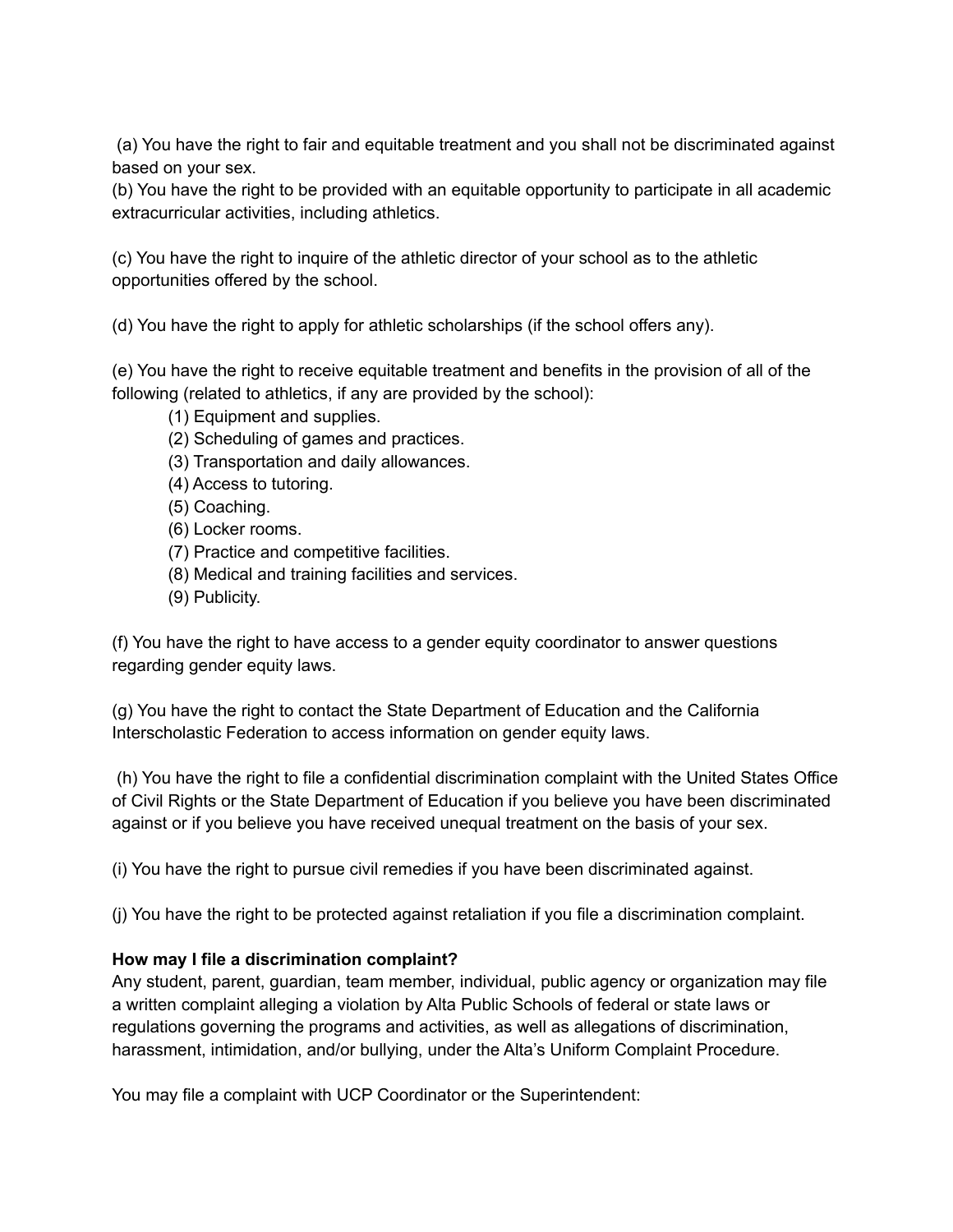(a) You have the right to fair and equitable treatment and you shall not be discriminated against based on your sex.
(b) You have the right to be provided with an equitable opportunity to participate in all academic extracurricular activities, including athletics.

(c) You have the right to inquire of the athletic director of your school as to the athletic opportunities offered by the school.

(d) You have the right to apply for athletic scholarships (if the school offers any).

(e) You have the right to receive equitable treatment and benefits in the provision of all of the following (related to athletics, if any are provided by the school):

(1) Equipment and supplies.
(2) Scheduling of games and practices.
(3) Transportation and daily allowances.
(4) Access to tutoring.
(5) Coaching.
(6) Locker rooms.
(7) Practice and competitive facilities.
(8) Medical and training facilities and services.
(9) Publicity.

(f) You have the right to have access to a gender equity coordinator to answer questions regarding gender equity laws.

(g) You have the right to contact the State Department of Education and the California Interscholastic Federation to access information on gender equity laws.

(h) You have the right to file a confidential discrimination complaint with the United States Office of Civil Rights or the State Department of Education if you believe you have been discriminated against or if you believe you have received unequal treatment on the basis of your sex.

(i) You have the right to pursue civil remedies if you have been discriminated against.

(j) You have the right to be protected against retaliation if you file a discrimination complaint.

**How may I file a discrimination complaint?**
Any student, parent, guardian, team member, individual, public agency or organization may file a written complaint alleging a violation by Alta Public Schools of federal or state laws or regulations governing the programs and activities, as well as allegations of discrimination, harassment, intimidation, and/or bullying, under the Alta's Uniform Complaint Procedure.

You may file a complaint with UCP Coordinator or the Superintendent: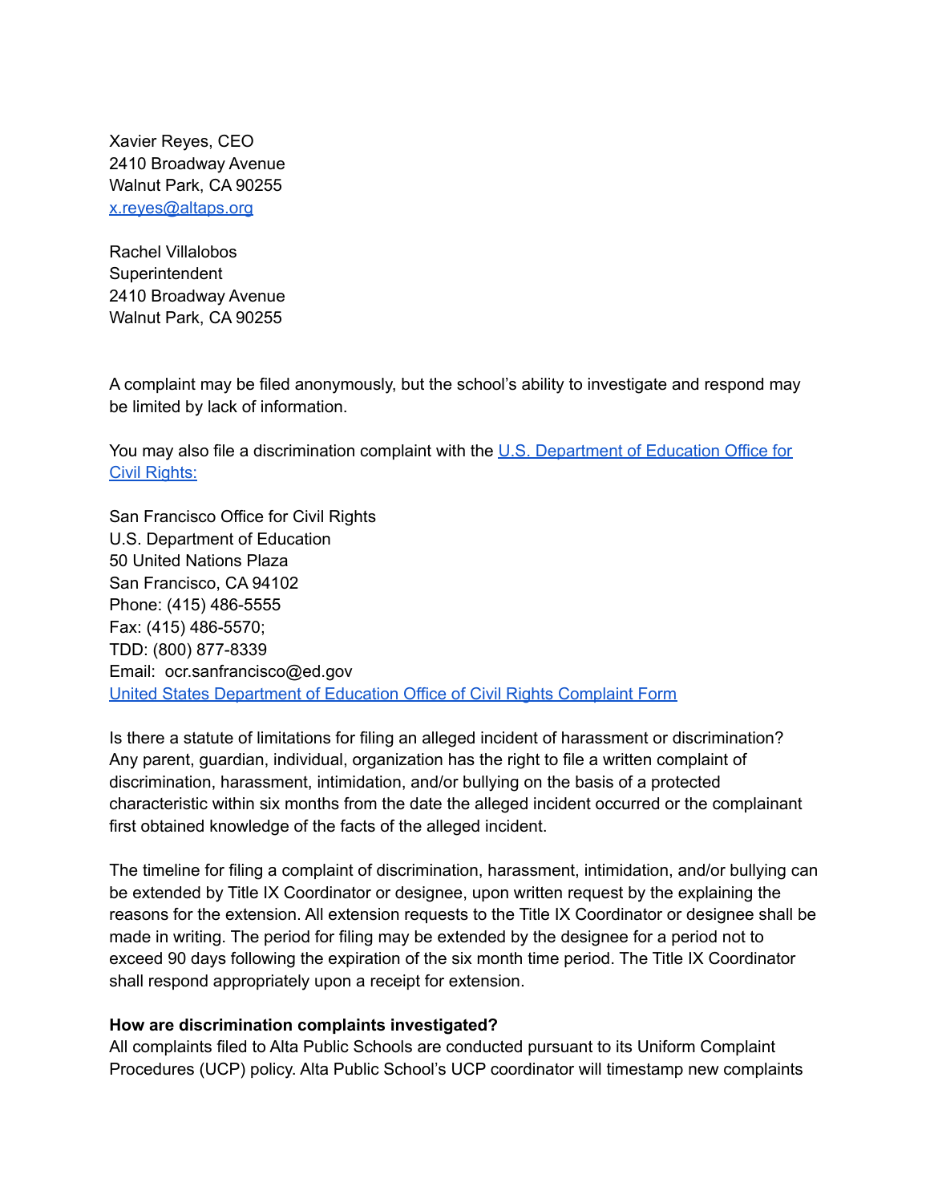Xavier Reyes, CEO
2410 Broadway Avenue
Walnut Park, CA 90255
[x.reyes@altaps.org](mailto:x.reyes@altaps.org)

Rachel Villalobos
Superintendent
2410 Broadway Avenue
Walnut Park, CA 90255

A complaint may be filed anonymously, but the school's ability to investigate and respond may be limited by lack of information.

You may also file a discrimination complaint with the [U.S. Department of Education Office for Civil Rights:]()

San Francisco Office for Civil Rights
U.S. Department of Education
50 United Nations Plaza
San Francisco, CA 94102
Phone: (415) 486-5555
Fax: (415) 486-5570;
TDD: (800) 877-8339
Email: ocr.sanfrancisco@ed.gov
[United States Department of Education Office of Civil Rights Complaint Form]()

Is there a statute of limitations for filing an alleged incident of harassment or discrimination? Any parent, guardian, individual, organization has the right to file a written complaint of discrimination, harassment, intimidation, and/or bullying on the basis of a protected characteristic within six months from the date the alleged incident occurred or the complainant first obtained knowledge of the facts of the alleged incident.

The timeline for filing a complaint of discrimination, harassment, intimidation, and/or bullying can be extended by Title IX Coordinator or designee, upon written request by the explaining the reasons for the extension. All extension requests to the Title IX Coordinator or designee shall be made in writing. The period for filing may be extended by the designee for a period not to exceed 90 days following the expiration of the six month time period. The Title IX Coordinator shall respond appropriately upon a receipt for extension.

**How are discrimination complaints investigated?**
All complaints filed to Alta Public Schools are conducted pursuant to its Uniform Complaint Procedures (UCP) policy. Alta Public School's UCP coordinator will timestamp new complaints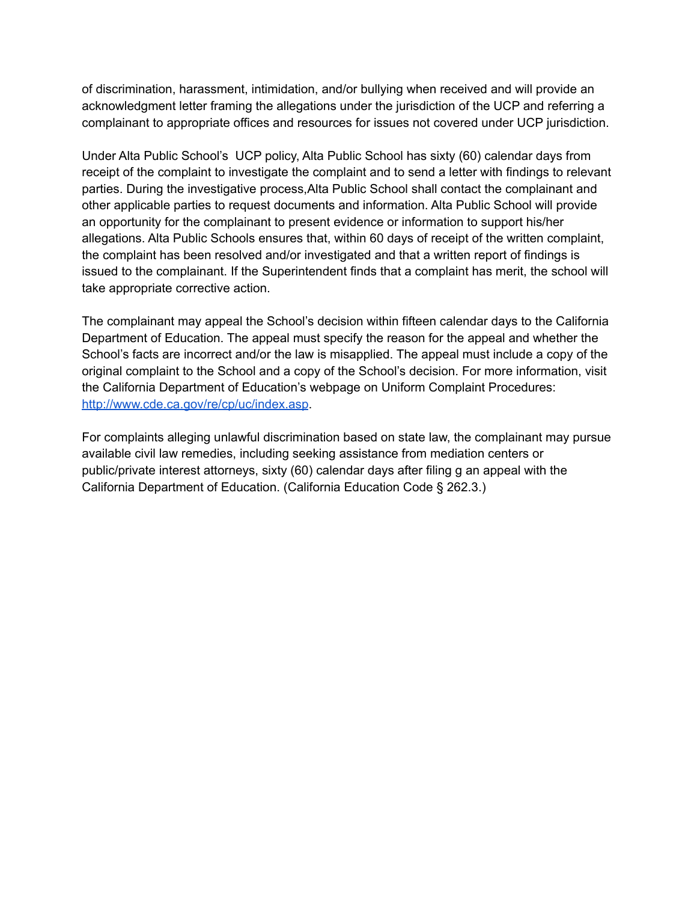of discrimination, harassment, intimidation, and/or bullying when received and will provide an acknowledgment letter framing the allegations under the jurisdiction of the UCP and referring a complainant to appropriate offices and resources for issues not covered under UCP jurisdiction.

Under Alta Public School's  UCP policy, Alta Public School has sixty (60) calendar days from receipt of the complaint to investigate the complaint and to send a letter with findings to relevant parties. During the investigative process,Alta Public School shall contact the complainant and other applicable parties to request documents and information. Alta Public School will provide an opportunity for the complainant to present evidence or information to support his/her allegations. Alta Public Schools ensures that, within 60 days of receipt of the written complaint, the complaint has been resolved and/or investigated and that a written report of findings is issued to the complainant. If the Superintendent finds that a complaint has merit, the school will take appropriate corrective action.

The complainant may appeal the School's decision within fifteen calendar days to the California Department of Education. The appeal must specify the reason for the appeal and whether the School's facts are incorrect and/or the law is misapplied. The appeal must include a copy of the original complaint to the School and a copy of the School's decision. For more information, visit the California Department of Education's webpage on Uniform Complaint Procedures: [http://www.cde.ca.gov/re/cp/uc/index.asp](http://www.cde.ca.gov/re/cp/uc/index.asp).

For complaints alleging unlawful discrimination based on state law, the complainant may pursue available civil law remedies, including seeking assistance from mediation centers or public/private interest attorneys, sixty (60) calendar days after filing g an appeal with the California Department of Education. (California Education Code § 262.3.)